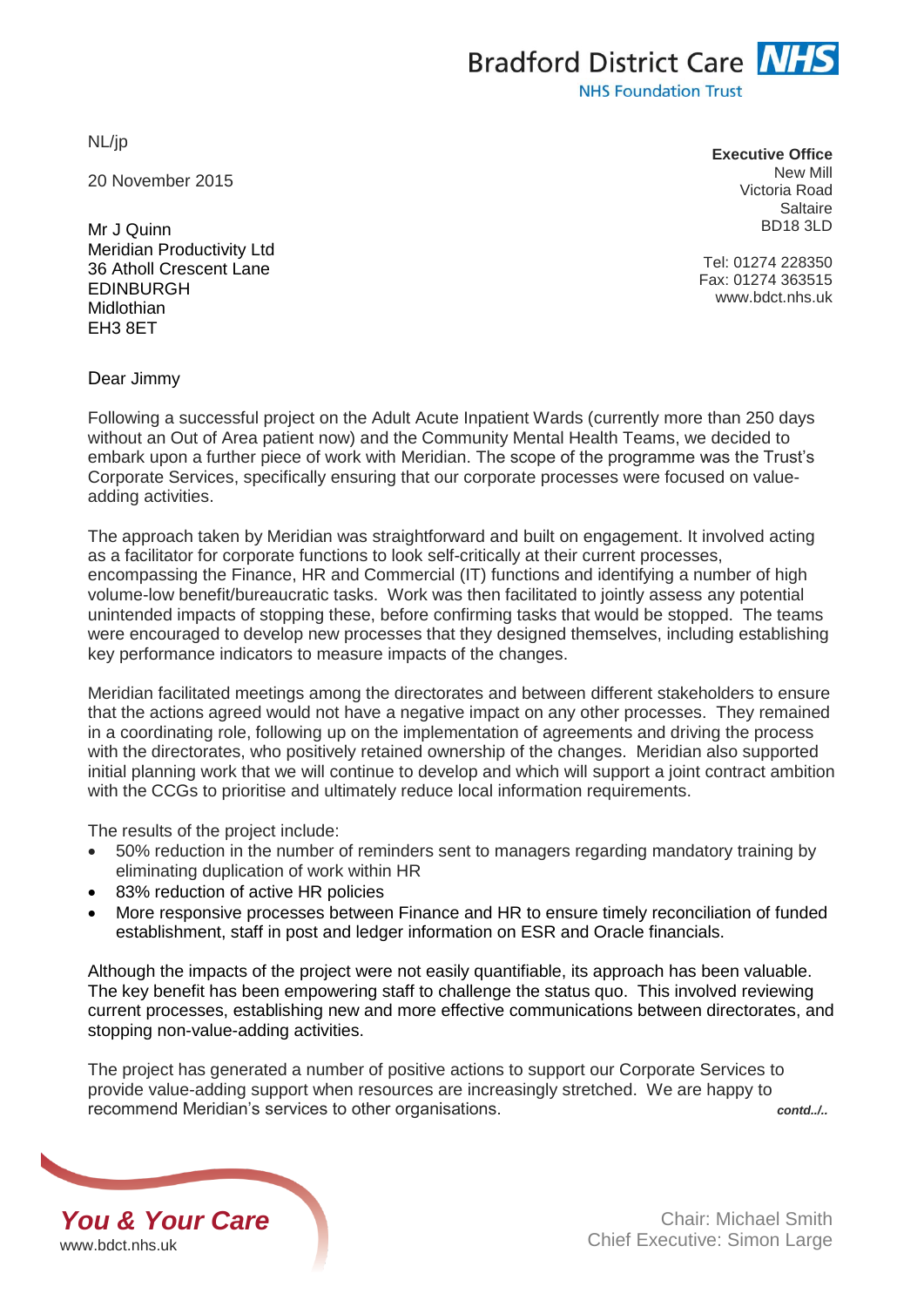Bradford District Care NHS
NHS Foundation Trust

NL/jp

20 November 2015

Mr J Quinn
Meridian Productivity Ltd
36 Atholl Crescent Lane
EDINBURGH
Midlothian
EH3 8ET

**Executive Office**
New Mill
Victoria Road
Saltaire
BD18 3LD

Tel: 01274 228350
Fax: 01274 363515
www.bdct.nhs.uk

Dear Jimmy

Following a successful project on the Adult Acute Inpatient Wards (currently more than 250 days without an Out of Area patient now) and the Community Mental Health Teams, we decided to embark upon a further piece of work with Meridian. The scope of the programme was the Trust's Corporate Services, specifically ensuring that our corporate processes were focused on value-adding activities.

The approach taken by Meridian was straightforward and built on engagement. It involved acting as a facilitator for corporate functions to look self-critically at their current processes, encompassing the Finance, HR and Commercial (IT) functions and identifying a number of high volume-low benefit/bureaucratic tasks. Work was then facilitated to jointly assess any potential unintended impacts of stopping these, before confirming tasks that would be stopped. The teams were encouraged to develop new processes that they designed themselves, including establishing key performance indicators to measure impacts of the changes.

Meridian facilitated meetings among the directorates and between different stakeholders to ensure that the actions agreed would not have a negative impact on any other processes. They remained in a coordinating role, following up on the implementation of agreements and driving the process with the directorates, who positively retained ownership of the changes. Meridian also supported initial planning work that we will continue to develop and which will support a joint contract ambition with the CCGs to prioritise and ultimately reduce local information requirements.

The results of the project include:

- 50% reduction in the number of reminders sent to managers regarding mandatory training by eliminating duplication of work within HR
- 83% reduction of active HR policies
- More responsive processes between Finance and HR to ensure timely reconciliation of funded establishment, staff in post and ledger information on ESR and Oracle financials.

Although the impacts of the project were not easily quantifiable, its approach has been valuable. The key benefit has been empowering staff to challenge the status quo. This involved reviewing current processes, establishing new and more effective communications between directorates, and stopping non-value-adding activities.

The project has generated a number of positive actions to support our Corporate Services to provide value-adding support when resources are increasingly stretched. We are happy to recommend Meridian's services to other organisations.

*contd../..*

*You & Your Care*
www.bdct.nhs.uk

Chair: Michael Smith
Chief Executive: Simon Large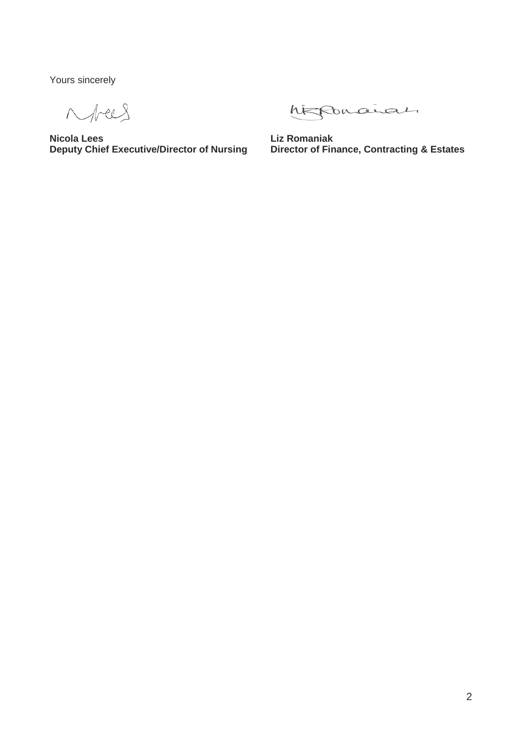Yours sincerely

| | |
|---|---|
| **Nicola Lees** | **Liz Romaniak** |
| **Deputy Chief Executive/Director of Nursing** | **Director of Finance, Contracting & Estates** |